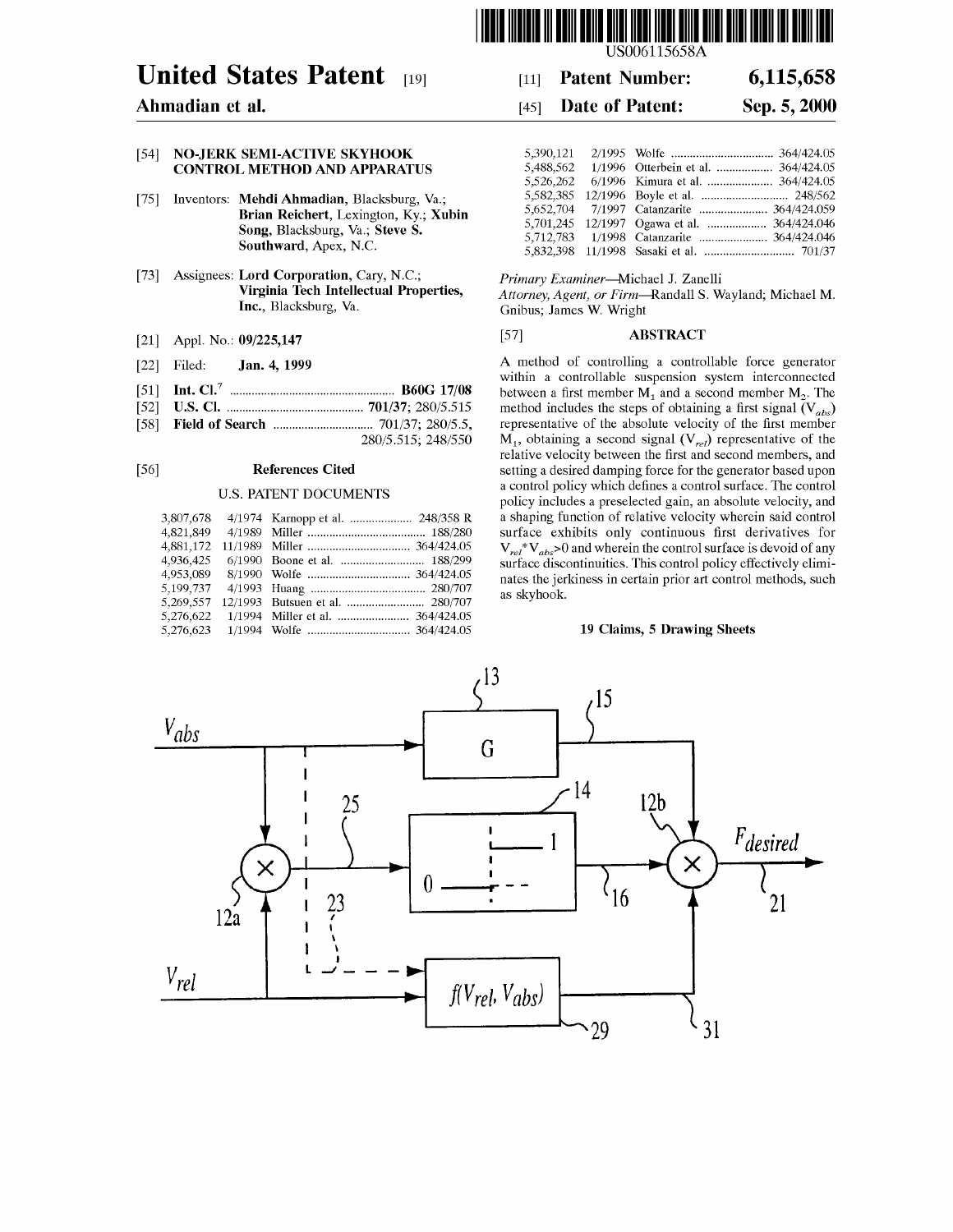# United States Patent [19]

**Ahmadian et al.**

[11] **Patent Number: 6,115,658**

[45] **Date of Patent: Sep. 5, 2000**

US006115658A

[54] **NO-JERK SEMI-ACTIVE SKYHOOK CONTROL METHOD AND APPARATUS**

[75] Inventors: **Mehdi Ahmadian**, Blacksburg, Va.; **Brian Reichert**, Lexington, Ky.; **Xubin Song**, Blacksburg, Va.; **Steve S. Southward**, Apex, N.C.

[73] Assignees: **Lord Corporation**, Cary, N.C.; **Virginia Tech Intellectual Properties, Inc.**, Blacksburg, Va.

[21] Appl. No.: **09/225,147**

[22] Filed: **Jan. 4, 1999**

[51] **Int. Cl.**[7] .................................................... **B60G 17/08**

[52] **U.S. Cl.** ........................................... **701/37**; 280/5.515

[58] **Field of Search** ................................ 701/37; 280/5.5, 280/5.515; 248/550

[56] **References Cited**

U.S. PATENT DOCUMENTS

| | | | |
|---|---|---|---|
| 3,807,678 | 4/1974 | Karnopp et al. | 248/358 R |
| 4,821,849 | 4/1989 | Miller | 188/280 |
| 4,881,172 | 11/1989 | Miller | 364/424.05 |
| 4,936,425 | 6/1990 | Boone et al. | 188/299 |
| 4,953,089 | 8/1990 | Wolfe | 364/424.05 |
| 5,199,737 | 4/1993 | Huang | 280/707 |
| 5,269,557 | 12/1993 | Butsuen et al. | 280/707 |
| 5,276,622 | 1/1994 | Miller et al. | 364/424.05 |
| 5,276,623 | 1/1994 | Wolfe | 364/424.05 |
| 5,390,121 | 2/1995 | Wolfe | 364/424.05 |
| 5,488,562 | 1/1996 | Otterbein et al. | 364/424.05 |
| 5,526,262 | 6/1996 | Kimura et al. | 364/424.05 |
| 5,582,385 | 12/1996 | Boyle et al. | 248/562 |
| 5,652,704 | 7/1997 | Catanzarite | 364/424.059 |
| 5,701,245 | 12/1997 | Ogawa et al. | 364/424.046 |
| 5,712,783 | 1/1998 | Catanzarite | 364/424.046 |
| 5,832,398 | 11/1998 | Sasaki et al. | 701/37 |

*Primary Examiner*—Michael J. Zanelli

*Attorney, Agent, or Firm*—Randall S. Wayland; Michael M. Gnibus; James W. Wright

[57] **ABSTRACT**

A method of controlling a controllable force generator within a controllable suspension system interconnected between a first member $M_1$ and a second member $M_2$. The method includes the steps of obtaining a first signal ($V_{abs}$) representative of the absolute velocity of the first member $M_1$, obtaining a second signal ($V_{rel}$) representative of the relative velocity between the first and second members, and setting a desired damping force for the generator based upon a control policy which defines a control surface. The control policy includes a preselected gain, an absolute velocity, and a shaping function of relative velocity wherein said control surface exhibits only continuous first derivatives for $V_{rel}*V_{abs}>0$ and wherein the control surface is devoid of any surface discontinuities. This control policy effectively eliminates the jerkiness in certain prior art control methods, such as skyhook.

**19 Claims, 5 Drawing Sheets**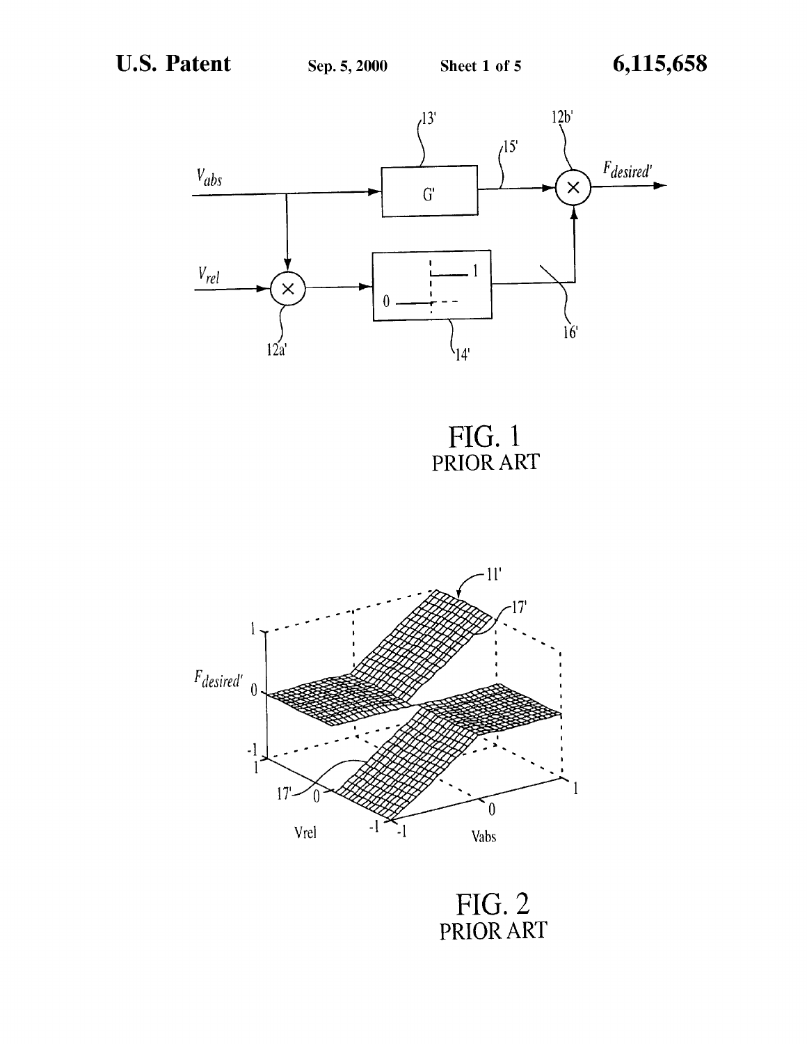FIG. 1
PRIOR ART

FIG. 2
PRIOR ART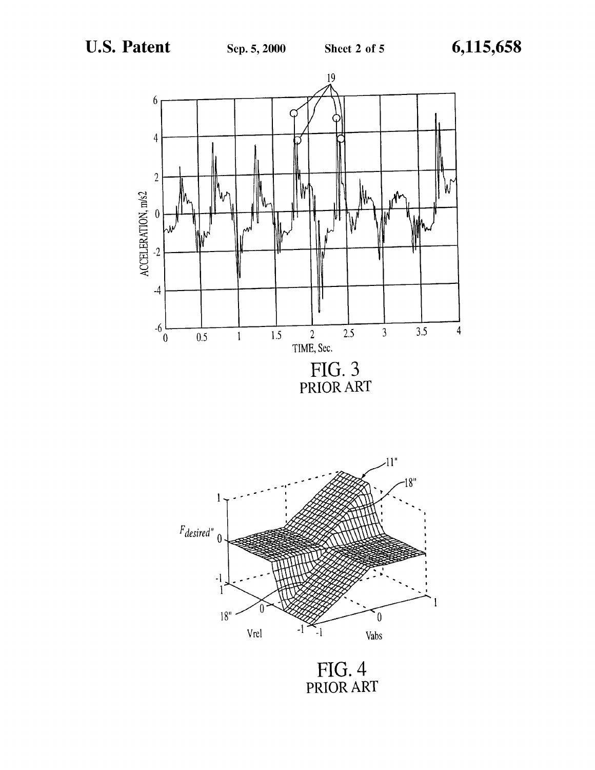FIG. 3
PRIOR ART

FIG. 4
PRIOR ART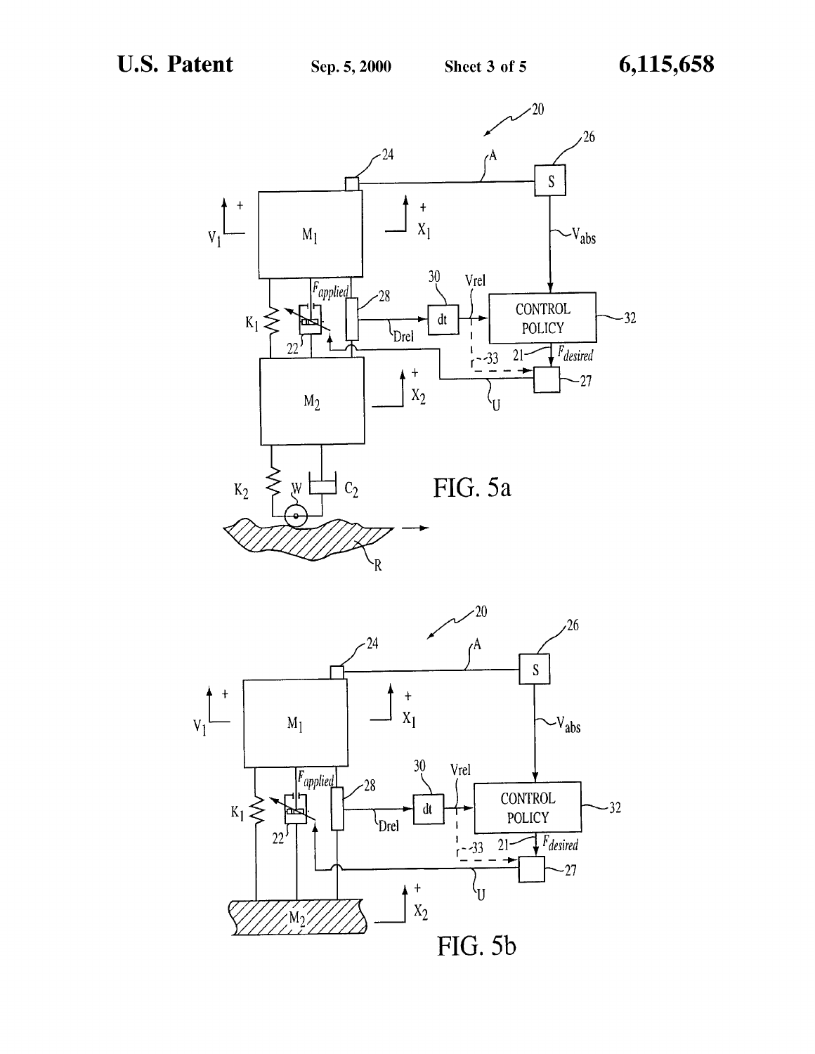FIG. 5a

FIG. 5b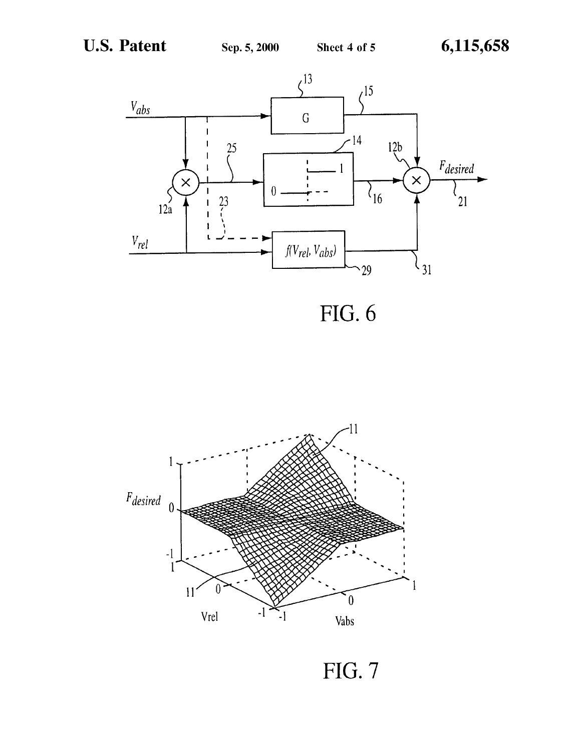FIG. 6

FIG. 7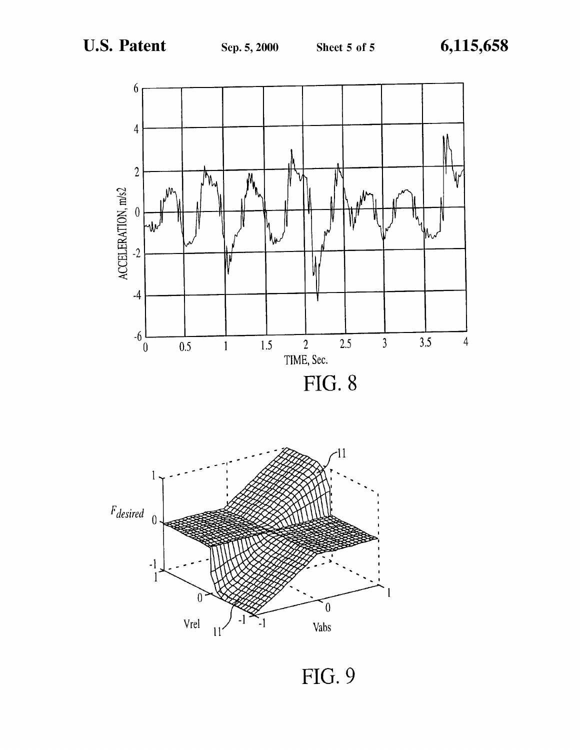FIG. 8

FIG. 9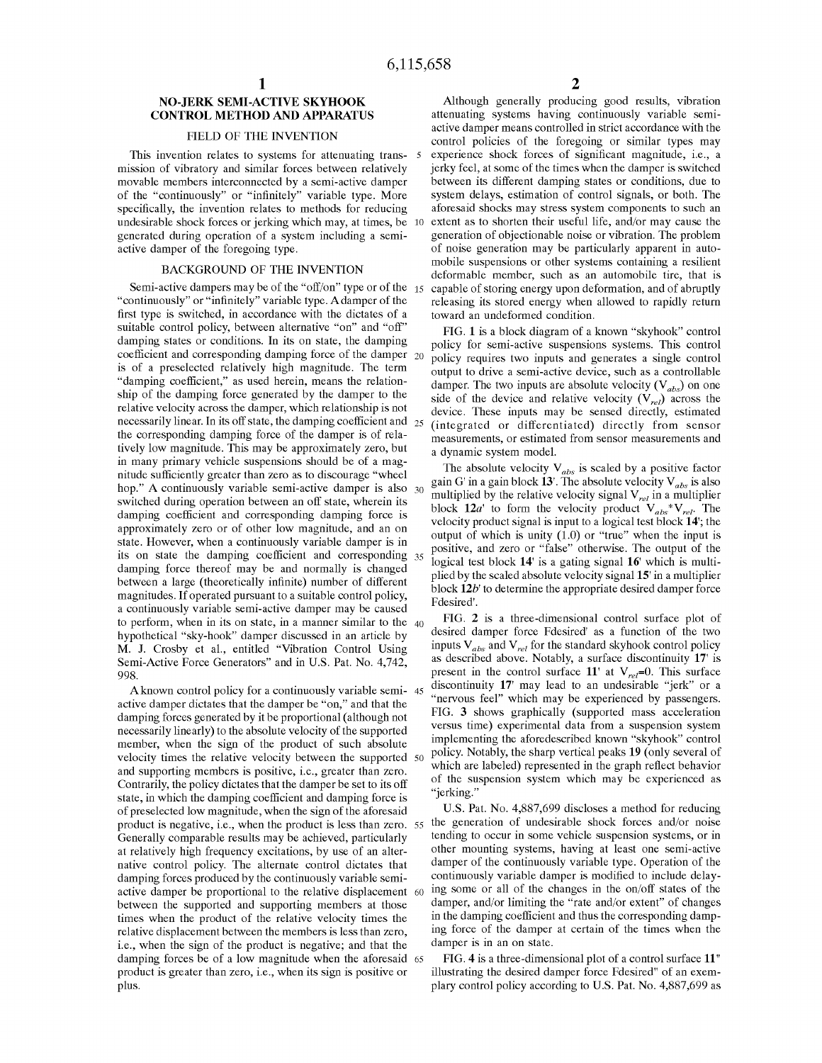# NO-JERK SEMI-ACTIVE SKYHOOK CONTROL METHOD AND APPARATUS

## FIELD OF THE INVENTION

This invention relates to systems for attenuating transmission of vibratory and similar forces between relatively movable members interconnected by a semi-active damper of the "continuously" or "infinitely" variable type. More specifically, the invention relates to methods for reducing undesirable shock forces or jerking which may, at times, be generated during operation of a system including a semi-active damper of the foregoing type.

## BACKGROUND OF THE INVENTION

Semi-active dampers may be of the "off/on" type or of the "continuously" or "infinitely" variable type. A damper of the first type is switched, in accordance with the dictates of a suitable control policy, between alternative "on" and "off" damping states or conditions. In its on state, the damping coefficient and corresponding damping force of the damper is of a preselected relatively high magnitude. The term "damping coefficient," as used herein, means the relationship of the damping force generated by the damper to the relative velocity across the damper, which relationship is not necessarily linear. In its off state, the damping coefficient and the corresponding damping force of the damper is of relatively low magnitude. This may be approximately zero, but in many primary vehicle suspensions should be of a magnitude sufficiently greater than zero as to discourage "wheel hop." A continuously variable semi-active damper is also switched during operation between an off state, wherein its damping coefficient and corresponding damping force is approximately zero or of other low magnitude, and an on state. However, when a continuously variable damper is in its on state the damping coefficient and corresponding damping force thereof may be and normally is changed between a large (theoretically infinite) number of different magnitudes. If operated pursuant to a suitable control policy, a continuously variable semi-active damper may be caused to perform, when in its on state, in a manner similar to the hypothetical "sky-hook" damper discussed in an article by M. J. Crosby et al., entitled "Vibration Control Using Semi-Active Force Generators" and in U.S. Pat. No. 4,742, 998.

A known control policy for a continuously variable semi-active damper dictates that the damper be "on," and that the damping forces generated by it be proportional (although not necessarily linearly) to the absolute velocity of the supported member, when the sign of the product of such absolute velocity times the relative velocity between the supported and supporting members is positive, i.e., greater than zero. Contrarily, the policy dictates that the damper be set to its off state, in which the damping coefficient and damping force is of preselected low magnitude, when the sign of the aforesaid product is negative, i.e., when the product is less than zero. Generally comparable results may be achieved, particularly at relatively high frequency excitations, by use of an alternative control policy. The alternate control dictates that damping forces produced by the continuously variable semi-active damper be proportional to the relative displacement between the supported and supporting members at those times when the product of the relative velocity times the relative displacement between the members is less than zero, i.e., when the sign of the product is negative; and that the damping forces be of a low magnitude when the aforesaid product is greater than zero, i.e., when its sign is positive or plus.

Although generally producing good results, vibration attenuating systems having continuously variable semi-active damper means controlled in strict accordance with the control policies of the foregoing or similar types may experience shock forces of significant magnitude, i.e., a jerky feel, at some of the times when the damper is switched between its different damping states or conditions, due to system delays, estimation of control signals, or both. The aforesaid shocks may stress system components to such an extent as to shorten their useful life, and/or may cause the generation of objectionable noise or vibration. The problem of noise generation may be particularly apparent in automobile suspensions or other systems containing a resilient deformable member, such as an automobile tire, that is capable of storing energy upon deformation, and of abruptly releasing its stored energy when allowed to rapidly return toward an undeformed condition.

FIG. 1 is a block diagram of a known "skyhook" control policy for semi-active suspensions systems. This control policy requires two inputs and generates a single control output to drive a semi-active device, such as a controllable damper. The two inputs are absolute velocity ($V_{abs}$) on one side of the device and relative velocity ($V_{rel}$) across the device. These inputs may be sensed directly, estimated (integrated or differentiated) directly from sensor measurements, or estimated from sensor measurements and a dynamic system model.

The absolute velocity $V_{abs}$ is scaled by a positive factor gain G' in a gain block **13'**. The absolute velocity $V_{abs}$ is also multiplied by the relative velocity signal $V_{rel}$ in a multiplier block **12a'** to form the velocity product $V_{abs}*V_{rel}$. The velocity product signal is input to a logical test block **14'**; the output of which is unity (1.0) or "true" when the input is positive, and zero or "false" otherwise. The output of the logical test block **14'** is a gating signal **16'** which is multiplied by the scaled absolute velocity signal **15'** in a multiplier block **12b'** to determine the appropriate desired damper force Fdesired'.

FIG. 2 is a three-dimensional control surface plot of desired damper force Fdesired' as a function of the two inputs $V_{abs}$ and $V_{rel}$ for the standard skyhook control policy as described above. Notably, a surface discontinuity **17'** is present in the control surface **11'** at $V_{rel}$=0. This surface discontinuity **17'** may lead to an undesirable "jerk" or a "nervous feel" which may be experienced by passengers. FIG. **3** shows graphically (supported mass acceleration versus time) experimental data from a suspension system implementing the aforedescribed known "skyhook" control policy. Notably, the sharp vertical peaks **19** (only several of which are labeled) represented in the graph reflect behavior of the suspension system which may be experienced as "jerking."

U.S. Pat. No. 4,887,699 discloses a method for reducing the generation of undesirable shock forces and/or noise tending to occur in some vehicle suspension systems, or in other mounting systems, having at least one semi-active damper of the continuously variable type. Operation of the continuously variable damper is modified to include delaying some or all of the changes in the on/off states of the damper, and/or limiting the "rate and/or extent" of changes in the damping coefficient and thus the corresponding damping force of the damper at certain of the times when the damper is in an on state.

FIG. 4 is a three-dimensional plot of a control surface **11"** illustrating the desired damper force Fdesired" of an exemplary control policy according to U.S. Pat. No. 4,887,699 as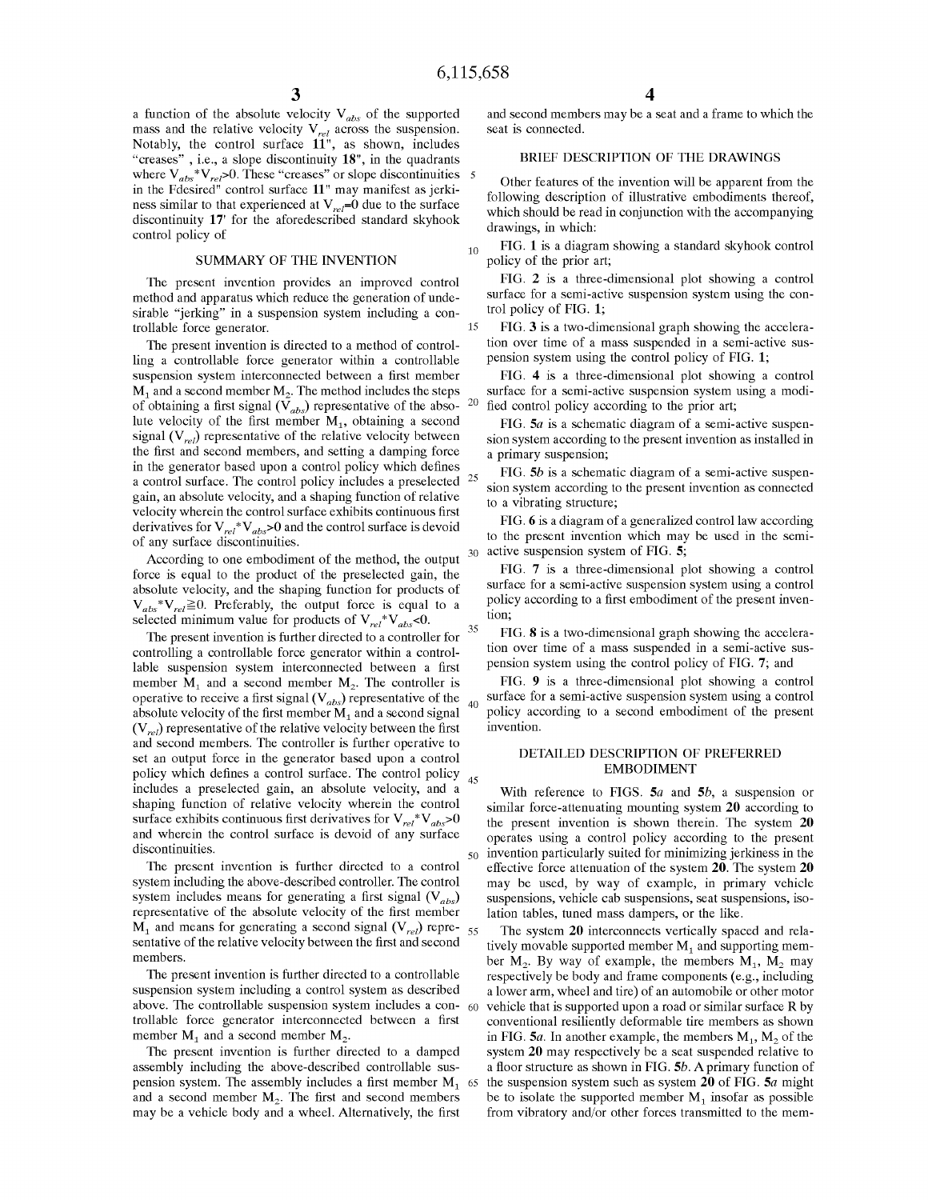a function of the absolute velocity $V_{abs}$ of the supported mass and the relative velocity $V_{rel}$ across the suspension. Notably, the control surface 11", as shown, includes "creases", i.e., a slope discontinuity 18", in the quadrants where $V_{abs}*V_{rel}>0$. These "creases" or slope discontinuities in the Fdesired" control surface 11" may manifest as jerkiness similar to that experienced at $V_{rel}=0$ due to the surface discontinuity 17' for the aforedescribed standard skyhook control policy of

## SUMMARY OF THE INVENTION

The present invention provides an improved control method and apparatus which reduce the generation of undesirable "jerking" in a suspension system including a controllable force generator.

The present invention is directed to a method of controlling a controllable force generator within a controllable suspension system interconnected between a first member $M_1$ and a second member $M_2$. The method includes the steps of obtaining a first signal ($V_{abs}$) representative of the absolute velocity of the first member $M_1$, obtaining a second signal ($V_{rel}$) representative of the relative velocity between the first and second members, and setting a damping force in the generator based upon a control policy which defines a control surface. The control policy includes a preselected gain, an absolute velocity, and a shaping function of relative velocity wherein the control surface exhibits continuous first derivatives for $V_{rel}*V_{abs}>0$ and the control surface is devoid of any surface discontinuities.

According to one embodiment of the method, the output force is equal to the product of the preselected gain, the absolute velocity, and the shaping function for products of $V_{abs}*V_{rel}\geqq 0$. Preferably, the output force is equal to a selected minimum value for products of $V_{rel}*V_{abs}<0$.

The present invention is further directed to a controller for controlling a controllable force generator within a controllable suspension system interconnected between a first member $M_1$ and a second member $M_2$. The controller is operative to receive a first signal ($V_{abs}$) representative of the absolute velocity of the first member $M_1$ and a second signal ($V_{rel}$) representative of the relative velocity between the first and second members. The controller is further operative to set an output force in the generator based upon a control policy which defines a control surface. The control policy includes a preselected gain, an absolute velocity, and a shaping function of relative velocity wherein the control surface exhibits continuous first derivatives for $V_{rel}*V_{abs}>0$ and wherein the control surface is devoid of any surface discontinuities.

The present invention is further directed to a control system including the above-described controller. The control system includes means for generating a first signal ($V_{abs}$) representative of the absolute velocity of the first member $M_1$ and means for generating a second signal ($V_{rel}$) representative of the relative velocity between the first and second members.

The present invention is further directed to a controllable suspension system including a control system as described above. The controllable suspension system includes a controllable force generator interconnected between a first member $M_1$ and a second member $M_2$.

The present invention is further directed to a damped assembly including the above-described controllable suspension system. The assembly includes a first member $M_1$ and a second member $M_2$. The first and second members may be a vehicle body and a wheel. Alternatively, the first and second members may be a seat and a frame to which the seat is connected.

## BRIEF DESCRIPTION OF THE DRAWINGS

Other features of the invention will be apparent from the following description of illustrative embodiments thereof, which should be read in conjunction with the accompanying drawings, in which:

FIG. 1 is a diagram showing a standard skyhook control policy of the prior art;

FIG. 2 is a three-dimensional plot showing a control surface for a semi-active suspension system using the control policy of FIG. 1;

FIG. 3 is a two-dimensional graph showing the acceleration over time of a mass suspended in a semi-active suspension system using the control policy of FIG. 1;

FIG. 4 is a three-dimensional plot showing a control surface for a semi-active suspension system using a modified control policy according to the prior art;

FIG. 5a is a schematic diagram of a semi-active suspension system according to the present invention as installed in a primary suspension;

FIG. 5b is a schematic diagram of a semi-active suspension system according to the present invention as connected to a vibrating structure;

FIG. 6 is a diagram of a generalized control law according to the present invention which may be used in the semi-active suspension system of FIG. 5;

FIG. 7 is a three-dimensional plot showing a control surface for a semi-active suspension system using a control policy according to a first embodiment of the present invention;

FIG. 8 is a two-dimensional graph showing the acceleration over time of a mass suspended in a semi-active suspension system using the control policy of FIG. 7; and

FIG. 9 is a three-dimensional plot showing a control surface for a semi-active suspension system using a control policy according to a second embodiment of the present invention.

## DETAILED DESCRIPTION OF PREFERRED EMBODIMENT

With reference to FIGS. 5a and 5b, a suspension or similar force-attenuating mounting system 20 according to the present invention is shown therein. The system 20 operates using a control policy according to the present invention particularly suited for minimizing jerkiness in the effective force attenuation of the system 20. The system 20 may be used, by way of example, in primary vehicle suspensions, vehicle cab suspensions, seat suspensions, isolation tables, tuned mass dampers, or the like.

The system 20 interconnects vertically spaced and relatively movable supported member $M_1$ and supporting member $M_2$. By way of example, the members $M_1$, $M_2$ may respectively be body and frame components (e.g., including a lower arm, wheel and tire) of an automobile or other motor vehicle that is supported upon a road or similar surface R by conventional resiliently deformable tire members as shown in FIG. 5a. In another example, the members $M_1$, $M_2$ of the system 20 may respectively be a seat suspended relative to a floor structure as shown in FIG. 5b. A primary function of the suspension system such as system 20 of FIG. 5a might be to isolate the supported member $M_1$ insofar as possible from vibratory and/or other forces transmitted to the mem-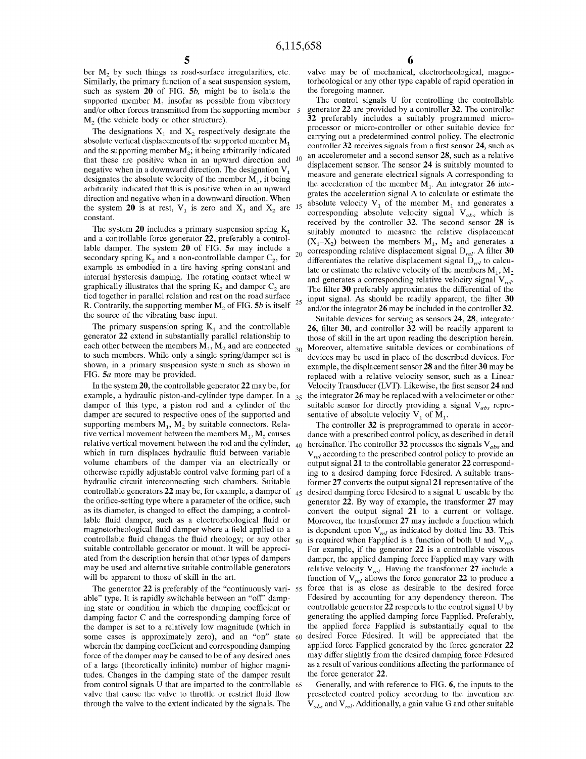ber $M_2$ by such things as road-surface irregularities, etc. Similarly, the primary function of a seat suspension system, such as system **20** of FIG. **5b**, might be to isolate the supported member $M_1$ insofar as possible from vibratory and/or other forces transmitted from the supporting member $M_2$ (the vehicle body or other structure).

The designations $X_1$ and $X_2$ respectively designate the absolute vertical displacements of the supported member $M_1$ and the supporting member $M_2$; it being arbitrarily indicated that these are positive when in an upward direction and negative when in a downward direction. The designation $V_1$ designates the absolute velocity of the member $M_1$, it being arbitrarily indicated that this is positive when in an upward direction and negative when in a downward direction. When the system **20** is at rest, $V_1$ is zero and $X_1$ and $X_2$ are constant.

The system **20** includes a primary suspension spring $K_1$ and a controllable force generator **22**, preferably a controllable damper. The system **20** of FIG. **5a** may include a secondary spring $K_2$ and a non-controllable damper $C_2$, for example as embodied in a tire having spring constant and internal hysteresis damping. The rotating contact wheel w graphically illustrates that the spring $K_2$ and damper $C_2$ are tied together in parallel relation and rest on the road surface R. Contrarily, the supporting member $M_2$ of FIG. **5b** is itself the source of the vibrating base input.

The primary suspension spring $K_1$ and the controllable generator **22** extend in substantially parallel relationship to each other between the members $M_1$, $M_2$ and are connected to such members. While only a single spring/damper set is shown, in a primary suspension system such as shown in FIG. **5a** more may be provided.

In the system **20**, the controllable generator **22** may be, for example, a hydraulic piston-and-cylinder type damper. In a damper of this type, a piston rod and a cylinder of the damper are secured to respective ones of the supported and supporting members $M_1$, $M_2$ by suitable connectors. Relative vertical movement between the members $M_1$, $M_2$ causes relative vertical movement between the rod and the cylinder, which in turn displaces hydraulic fluid between variable volume chambers of the damper via an electrically or otherwise rapidly adjustable control valve forming part of a hydraulic circuit interconnecting such chambers. Suitable controllable generators **22** may be, for example, a damper of the orifice-setting type where a parameter of the orifice, such as its diameter, is changed to effect the damping; a controllable fluid damper, such as a electrorheological fluid or magnetorheological fluid damper where a field applied to a controllable fluid changes the fluid rheology; or any other suitable controllable generator or mount. It will be appreciated from the description herein that other types of dampers may be used and alternative suitable controllable generators will be apparent to those of skill in the art.

The generator **22** is preferably of the "continuously variable" type. It is rapidly switchable between an "off" damping state or condition in which the damping coefficient or damping factor C and the corresponding damping force of the damper is set to a relatively low magnitude (which in some cases is approximately zero), and an "on" state wherein the damping coefficient and corresponding damping force of the damper may be caused to be of any desired ones of a large (theoretically infinite) number of higher magnitudes. Changes in the damping state of the damper result from control signals U that are imparted to the controllable valve that cause the valve to throttle or restrict fluid flow through the valve to the extent indicated by the signals. The valve may be of mechanical, electrorheological, magnetorheological or any other type capable of rapid operation in the foregoing manner.

The control signals U for controlling the controllable generator **22** are provided by a controller **32**. The controller **32** preferably includes a suitably programmed microprocessor or micro-controller or other suitable device for carrying out a predetermined control policy. The electronic controller **32** receives signals from a first sensor **24**, such as an accelerometer and a second sensor **28**, such as a relative displacement sensor. The sensor **24** is suitably mounted to measure and generate electrical signals A corresponding to the acceleration of the member $M_1$. An integrator **26** integrates the acceleration signal A to calculate or estimate the absolute velocity $V_1$ of the member $M_1$ and generates a corresponding absolute velocity signal $V_{abs}$ which is received by the controller **32**. The second sensor **28** is suitably mounted to measure the relative displacement $(X_1-X_2)$ between the members $M_1$, $M_2$ and generates a corresponding relative displacement signal $D_{rel}$. A filter **30** differentiates the relative displacement signal $D_{rel}$ to calculate or estimate the relative velocity of the members $M_1$, $M_2$ and generates a corresponding relative velocity signal $V_{rel}$. The filter **30** preferably approximates the differential of the input signal. As should be readily apparent, the filter **30** and/or the integrator **26** may be included in the controller **32**.

Suitable devices for serving as sensors **24**, **28**, integrator **26**, filter **30**, and controller **32** will be readily apparent to those of skill in the art upon reading the description herein. Moreover, alternative suitable devices or combinations of devices may be used in place of the described devices. For example, the displacement sensor **28** and the filter **30** may be replaced with a relative velocity sensor, such as a Linear Velocity Transducer (LVT). Likewise, the first sensor **24** and the integrator **26** may be replaced with a velocimeter or other suitable sensor for directly providing a signal $V_{abs}$ representative of absolute velocity $V_1$ of $M_1$.

The controller **32** is preprogrammed to operate in accordance with a prescribed control policy, as described in detail hereinafter. The controller **32** processes the signals $V_{abs}$ and $V_{rel}$ according to the prescribed control policy to provide an output signal **21** to the controllable generator **22** corresponding to a desired damping force Fdesired. A suitable transformer **27** converts the output signal **21** representative of the desired damping force Fdesired to a signal U useable by the generator **22**. By way of example, the transformer **27** may convert the output signal **21** to a current or voltage. Moreover, the transformer **27** may include a function which is dependent upon $V_{rel}$ as indicated by dotted line **33**. This is required when Fapplied is a function of both U and $V_{rel}$. For example, if the generator **22** is a controllable viscous damper, the applied damping force Fapplied may vary with relative velocity $V_{rel}$. Having the transformer **27** include a function of $V_{rel}$ allows the force generator **22** to produce a force that is as close as desirable to the desired force Fdesired by accounting for any dependency thereon. The controllable generator **22** responds to the control signal U by generating the applied damping force Fapplied. Preferably, the applied force Fapplied is substantially equal to the desired Force Fdesired. It will be appreciated that the applied force Fapplied generated by the force generator **22** may differ slightly from the desired damping force Fdesired as a result of various conditions affecting the performance of the force generator **22**.

Generally, and with reference to FIG. **6**, the inputs to the preselected control policy according to the invention are $V_{abs}$ and $V_{rel}$. Additionally, a gain value G and other suitable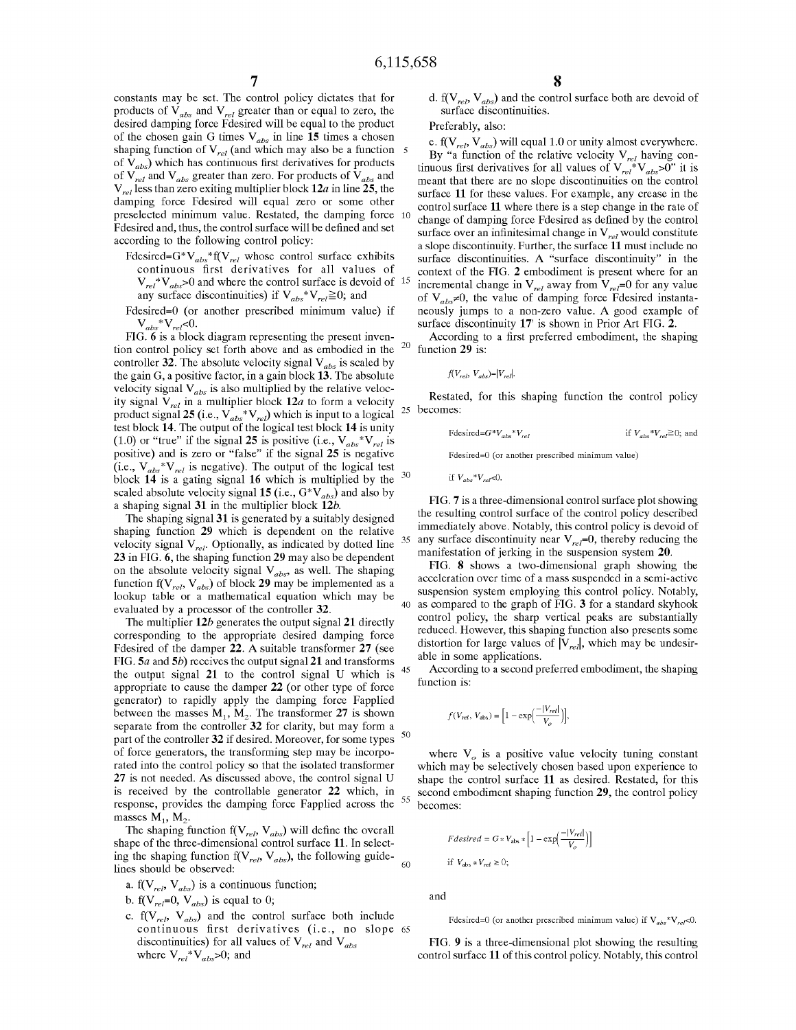constants may be set. The control policy dictates that for products of $V_{abs}$ and $V_{rel}$ greater than or equal to zero, the desired damping force Fdesired will be equal to the product of the chosen gain G times $V_{abs}$ in line **15** times a chosen shaping function of $V_{rel}$ (and which may also be a function of $V_{abs}$) which has continuous first derivatives for products of $V_{rel}$ and $V_{abs}$ greater than zero. For products of $V_{abs}$ and $V_{rel}$ less than zero exiting multiplier block **12a** in line **25**, the damping force Fdesired will equal zero or some other preselected minimum value. Restated, the damping force Fdesired and, thus, the control surface will be defined and set according to the following control policy:

Fdesired=$G*V_{abs}*f(V_{rel}$ whose control surface exhibits continuous first derivatives for all values of $V_{rel}*V_{abs}>0$ and where the control surface is devoid of any surface discontinuities) if $V_{abs}*V_{rel}\geq 0$; and

Fdesired=0 (or another prescribed minimum value) if $V_{abs}*V_{rel}<0$.

FIG. **6** is a block diagram representing the present invention control policy set forth above and as embodied in the controller **32**. The absolute velocity signal $V_{abs}$ is scaled by the gain G, a positive factor, in a gain block **13**. The absolute velocity signal $V_{abs}$ is also multiplied by the relative velocity signal $V_{rel}$ in a multiplier block **12a** to form a velocity product signal **25** (i.e., $V_{abs}*V_{rel}$) which is input to a logical test block **14**. The output of the logical test block **14** is unity (1.0) or "true" if the signal **25** is positive (i.e., $V_{abs}*V_{rel}$ is positive) and is zero or "false" if the signal **25** is negative (i.e., $V_{abs}*V_{rel}$ is negative). The output of the logical test block **14** is a gating signal **16** which is multiplied by the scaled absolute velocity signal **15** (i.e., $G*V_{abs}$) and also by a shaping signal **31** in the multiplier block **12b**.

The shaping signal **31** is generated by a suitably designed shaping function **29** which is dependent on the relative velocity signal $V_{rel}$. Optionally, as indicated by dotted line **23** in FIG. **6**, the shaping function **29** may also be dependent on the absolute velocity signal $V_{abs}$, as well. The shaping function $f(V_{rel}, V_{abs})$ of block **29** may be implemented as a lookup table or a mathematical equation which may be evaluated by a processor of the controller **32**.

The multiplier **12b** generates the output signal **21** directly corresponding to the appropriate desired damping force Fdesired of the damper **22**. A suitable transformer **27** (see FIG. **5a** and **5b**) receives the output signal **21** and transforms the output signal **21** to the control signal U which is appropriate to cause the damper **22** (or other type of force generator) to rapidly apply the damping force Fapplied between the masses $M_1$, $M_2$. The transformer **27** is shown separate from the controller **32** for clarity, but may form a part of the controller **32** if desired. Moreover, for some types of force generators, the transforming step may be incorporated into the control policy so that the isolated transformer **27** is not needed. As discussed above, the control signal U is received by the controllable generator **22** which, in response, provides the damping force Fapplied across the masses $M_1$, $M_2$.

The shaping function $f(V_{rel}, V_{abs})$ will define the overall shape of the three-dimensional control surface **11**. In selecting the shaping function $f(V_{rel}, V_{abs})$, the following guidelines should be observed:

a. $f(V_{rel}, V_{abs})$ is a continuous function;

b. $f(V_{rel}=0, V_{abs})$ is equal to 0;

c. $f(V_{rel}, V_{abs})$ and the control surface both include continuous first derivatives (i.e., no slope discontinuities) for all values of $V_{rel}$ and $V_{abs}$ where $V_{rel}*V_{abs}>0$; and

d. $f(V_{rel}, V_{abs})$ and the control surface both are devoid of surface discontinuities.

Preferably, also:

e. $f(V_{rel}, V_{abs})$ will equal 1.0 or unity almost everywhere.

By "a function of the relative velocity $V_{rel}$ having continuous first derivatives for all values of $V_{rel}*V_{abs}>0$" it is meant that there are no slope discontinuities on the control surface **11** for these values. For example, any crease in the control surface **11** where there is a step change in the rate of change of damping force Fdesired as defined by the control surface over an infinitesimal change in $V_{rel}$ would constitute a slope discontinuity. Further, the surface **11** must include no surface discontinuities. A "surface discontinuity" in the context of the FIG. **2** embodiment is present where for an incremental change in $V_{rel}$ away from $V_{rel}=0$ for any value of $V_{abs}\neq 0$, the value of damping force Fdesired instantaneously jumps to a non-zero value. A good example of surface discontinuity **17'** is shown in Prior Art FIG. **2**.

According to a first preferred embodiment, the shaping function **29** is:

$$f(V_{rel}, V_{abs})=|V_{rel}|.$$

Restated, for this shaping function the control policy becomes:

Fdesired=$G*V_{abs}*V_{rel}$ if $V_{abs}*V_{rel}\geq 0$; and

Fdesired=0 (or another prescribed minimum value) if $V_{abs}*V_{rel}<0$.

FIG. **7** is a three-dimensional control surface plot showing the resulting control surface of the control policy described immediately above. Notably, this control policy is devoid of any surface discontinuity near $V_{rel}=0$, thereby reducing the manifestation of jerking in the suspension system **20**.

FIG. **8** shows a two-dimensional graph showing the acceleration over time of a mass suspended in a semi-active suspension system employing this control policy. Notably, as compared to the graph of FIG. **3** for a standard skyhook control policy, the sharp vertical peaks are substantially reduced. However, this shaping function also presents some distortion for large values of $|V_{rel}|$, which may be undesirable in some applications.

According to a second preferred embodiment, the shaping function is:

$$f(V_{rel}, V_{abs}) = \left[1 - \exp\left(\frac{-|V_{rel}|}{V_o}\right)\right],$$

where $V_o$ is a positive value velocity tuning constant which may be selectively chosen based upon experience to shape the control surface **11** as desired. Restated, for this second embodiment shaping function **29**, the control policy becomes:

$$Fdesired = G * V_{abs} * \left[1 - \exp\left(\frac{-|V_{rel}|}{V_o}\right)\right]$$

if $V_{abs} * V_{rel} \geq 0$;

and

Fdesired=0 (or another prescribed minimum value) if $V_{abs}*V_{rel}<0$.

FIG. **9** is a three-dimensional plot showing the resulting control surface **11** of this control policy. Notably, this control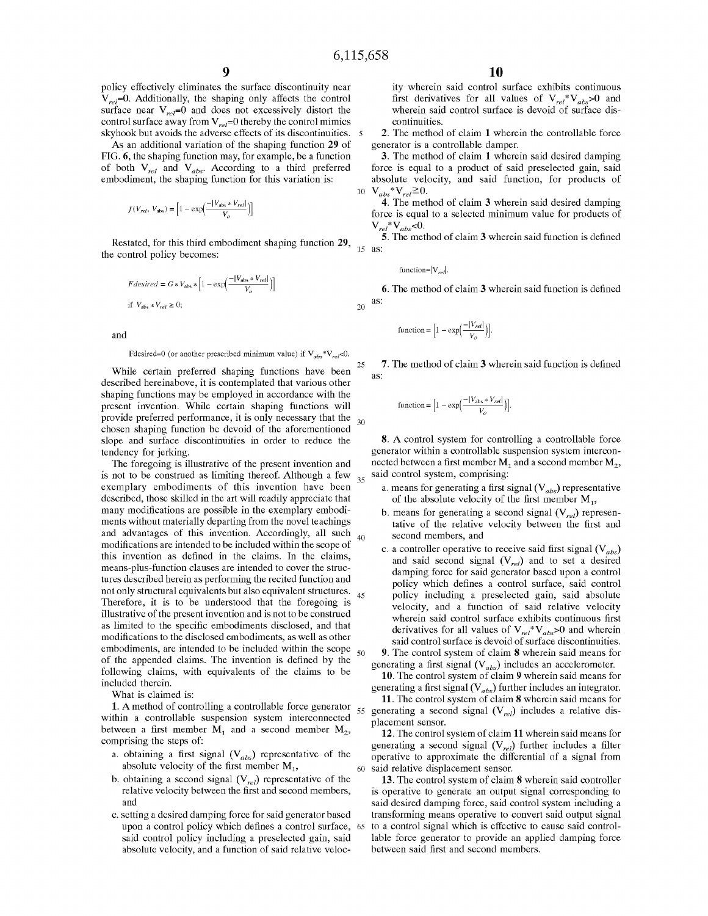policy effectively eliminates the surface discontinuity near $V_{rel}=0$. Additionally, the shaping only affects the control surface near $V_{rel}=0$ and does not excessively distort the control surface away from $V_{rel}=0$ thereby the control mimics skyhook but avoids the adverse effects of its discontinuities.

As an additional variation of the shaping function **29** of FIG. **6**, the shaping function may, for example, be a function of both $V_{rel}$ and $V_{abs}$. According to a third preferred embodiment, the shaping function for this variation is:

$$f(V_{rel}, V_{abs}) = \left[1 - \exp\left(\frac{-|V_{abs} * V_{rel}|}{V_o}\right)\right]$$

Restated, for this third embodiment shaping function **29**, the control policy becomes:

$$Fdesired = G * V_{abs} * \left[1 - \exp\left(\frac{-|V_{abs} * V_{rel}|}{V_o}\right)\right]$$

if $V_{abs} * V_{rel} \geq 0$;

and

Fdesired=0 (or another prescribed minimum value) if $V_{abs}*V_{rel}<0$.

While certain preferred shaping functions have been described hereinabove, it is contemplated that various other shaping functions may be employed in accordance with the present invention. While certain shaping functions will provide preferred performance, it is only necessary that the chosen shaping function be devoid of the aforementioned slope and surface discontinuities in order to reduce the tendency for jerking.

The foregoing is illustrative of the present invention and is not to be construed as limiting thereof. Although a few exemplary embodiments of this invention have been described, those skilled in the art will readily appreciate that many modifications are possible in the exemplary embodiments without materially departing from the novel teachings and advantages of this invention. Accordingly, all such modifications are intended to be included within the scope of this invention as defined in the claims. In the claims, means-plus-function clauses are intended to cover the structures described herein as performing the recited function and not only structural equivalents but also equivalent structures. Therefore, it is to be understood that the foregoing is illustrative of the present invention and is not to be construed as limited to the specific embodiments disclosed, and that modifications to the disclosed embodiments, as well as to other embodiments, are intended to be included within the scope of the appended claims. The invention is defined by the following claims, with equivalents of the claims to be included therein.

What is claimed is:

**1**. A method of controlling a controllable force generator within a controllable suspension system interconnected between a first member $M_1$ and a second member $M_2$, comprising the steps of:

a. obtaining a first signal ($V_{abs}$) representative of the absolute velocity of the first member $M_1$,

b. obtaining a second signal ($V_{rel}$) representative of the relative velocity between the first and second members, and

c. setting a desired damping force for said generator based upon a control policy which defines a control surface, said control policy including a preselected gain, said absolute velocity, and a function of said relative velocity wherein said control surface exhibits continuous first derivatives for all values of $V_{rel}*V_{abs}>0$ and wherein said control surface is devoid of surface discontinuities.

**2**. The method of claim **1** wherein the controllable force generator is a controllable damper.

**3**. The method of claim **1** wherein said desired damping force is equal to a product of said preselected gain, said absolute velocity, and said function, for products of $V_{abs}*V_{rel}\geqq 0$.

**4**. The method of claim **3** wherein said desired damping force is equal to a selected minimum value for products of $V_{rel}*V_{abs}<0$.

**5**. The method of claim **3** wherein said function is defined as:

$$\text{function}=|V_{rel}|.$$

**6**. The method of claim **3** wherein said function is defined as:

$$\text{function} = \left[1 - \exp\left(\frac{-|V_{rel}|}{V_o}\right)\right].$$

**7**. The method of claim **3** wherein said function is defined as:

$$\text{function} = \left[1 - \exp\left(\frac{-|V_{abs} * V_{rel}|}{V_o}\right)\right].$$

**8**. A control system for controlling a controllable force generator within a controllable suspension system interconnected between a first member $M_1$ and a second member $M_2$, said control system, comprising:

a. means for generating a first signal ($V_{abs}$) representative of the absolute velocity of the first member $M_1$,

b. means for generating a second signal ($V_{rel}$) representative of the relative velocity between the first and second members, and

c. a controller operative to receive said first signal ($V_{abs}$) and said second signal ($V_{rel}$) and to set a desired damping force for said generator based upon a control policy which defines a control surface, said control policy including a preselected gain, said absolute velocity, and a function of said relative velocity wherein said control surface exhibits continuous first derivatives for all values of $V_{rel}*V_{abs}>0$ and wherein said control surface is devoid of surface discontinuities.

**9**. The control system of claim **8** wherein said means for generating a first signal ($V_{abs}$) includes an accelerometer.

**10**. The control system of claim **9** wherein said means for generating a first signal ($V_{abs}$) further includes an integrator.

**11**. The control system of claim **8** wherein said means for generating a second signal ($V_{rel}$) includes a relative displacement sensor.

**12**. The control system of claim **11** wherein said means for generating a second signal ($V_{rel}$) further includes a filter operative to approximate the differential of a signal from said relative displacement sensor.

**13**. The control system of claim **8** wherein said controller is operative to generate an output signal corresponding to said desired damping force, said control system including a transforming means operative to convert said output signal to a control signal which is effective to cause said controllable force generator to provide an applied damping force between said first and second members.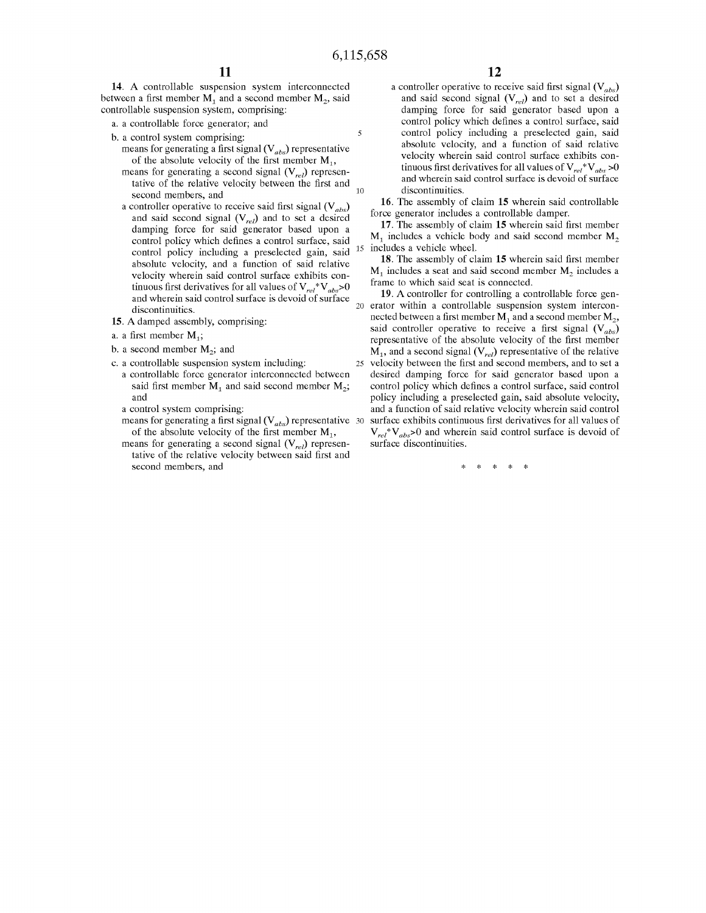14. A controllable suspension system interconnected between a first member $M_1$ and a second member $M_2$, said controllable suspension system, comprising:

a. a controllable force generator; and

b. a control system comprising:

means for generating a first signal ($V_{abs}$) representative of the absolute velocity of the first member $M_1$,

means for generating a second signal ($V_{rel}$) representative of the relative velocity between the first and second members, and

a controller operative to receive said first signal ($V_{abs}$) and said second signal ($V_{rel}$) and to set a desired damping force for said generator based upon a control policy which defines a control surface, said control policy including a preselected gain, said absolute velocity, and a function of said relative velocity wherein said control surface exhibits continuous first derivatives for all values of $V_{rel}*V_{abs}>0$ and wherein said control surface is devoid of surface discontinuities.

15. A damped assembly, comprising:

a. a first member $M_1$;

b. a second member $M_2$; and

c. a controllable suspension system including:

a controllable force generator interconnected between said first member $M_1$ and said second member $M_2$; and

a control system comprising:

means for generating a first signal ($V_{abs}$) representative of the absolute velocity of the first member $M_1$,

means for generating a second signal ($V_{rel}$) representative of the relative velocity between said first and second members, and

a controller operative to receive said first signal ($V_{abs}$) and said second signal ($V_{rel}$) and to set a desired damping force for said generator based upon a control policy which defines a control surface, said control policy including a preselected gain, said absolute velocity, and a function of said relative velocity wherein said control surface exhibits continuous first derivatives for all values of $V_{rel}*V_{abs}>0$ and wherein said control surface is devoid of surface discontinuities.

16. The assembly of claim 15 wherein said controllable force generator includes a controllable damper.

17. The assembly of claim 15 wherein said first member $M_1$ includes a vehicle body and said second member $M_2$ includes a vehicle wheel.

18. The assembly of claim 15 wherein said first member $M_1$ includes a seat and said second member $M_2$ includes a frame to which said seat is connected.

19. A controller for controlling a controllable force generator within a controllable suspension system interconnected between a first member $M_1$ and a second member $M_2$, said controller operative to receive a first signal ($V_{abs}$) representative of the absolute velocity of the first member $M_1$, and a second signal ($V_{rel}$) representative of the relative velocity between the first and second members, and to set a desired damping force for said generator based upon a control policy which defines a control surface, said control policy including a preselected gain, said absolute velocity, and a function of said relative velocity wherein said control surface exhibits continuous first derivatives for all values of $V_{rel}*V_{abs}>0$ and wherein said control surface is devoid of surface discontinuities.

* * * * *